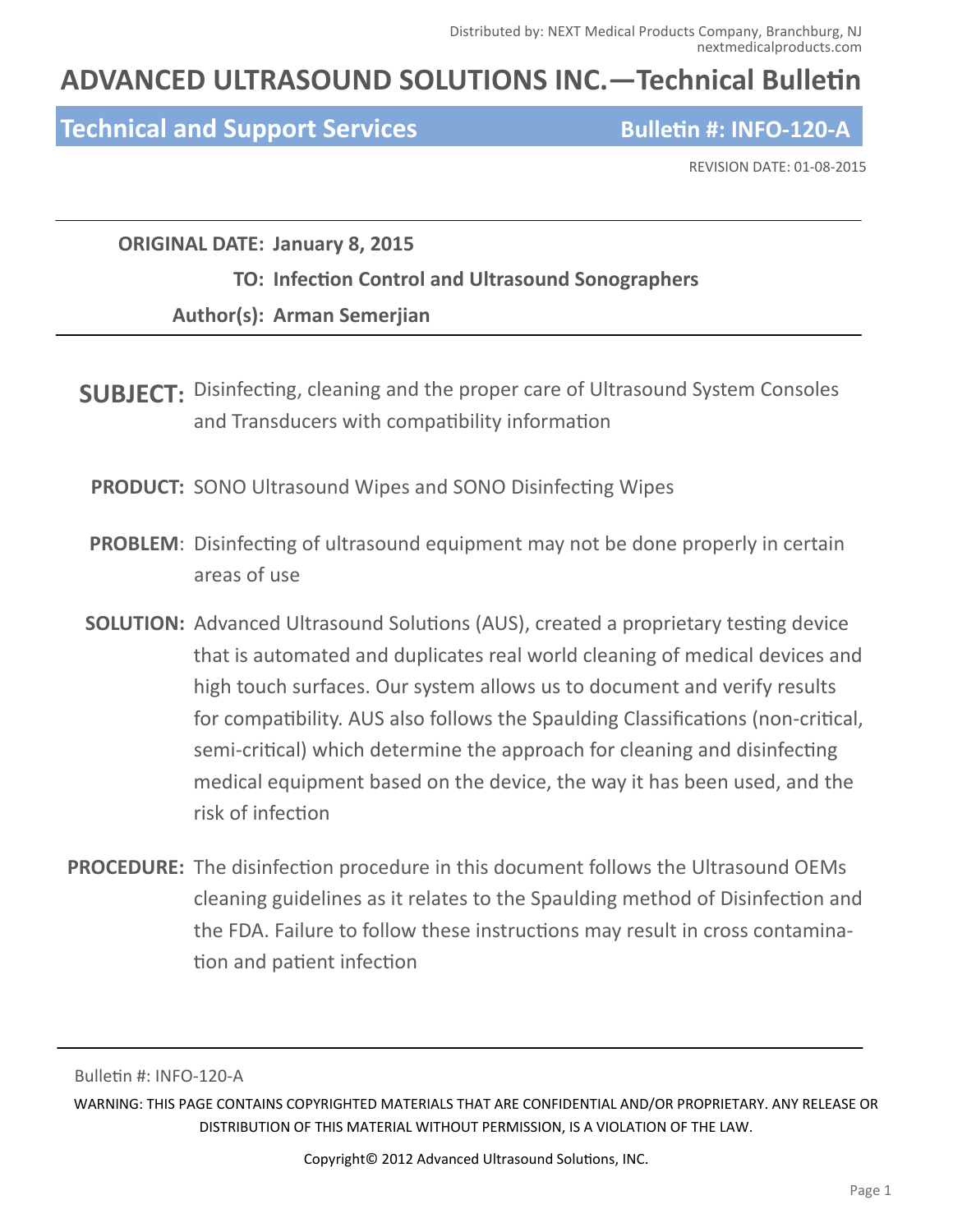Distributed by: NEXT Medical Products Company, Branchburg, NJ
nextmedicalproducts.com

# ADVANCED ULTRASOUND SOLUTIONS INC.—Technical Bulletin

## Technical and Support Services — Bulletin #: INFO-120-A

REVISION DATE: 01-08-2015

**ORIGINAL DATE:** **January 8, 2015**

**TO:** **Infection Control and Ultrasound Sonographers**

**Author(s):** **Arman Semerjian**

**SUBJECT:** Disinfecting, cleaning and the proper care of Ultrasound System Consoles and Transducers with compatibility information

**PRODUCT:** SONO Ultrasound Wipes and SONO Disinfecting Wipes

**PROBLEM**: Disinfecting of ultrasound equipment may not be done properly in certain areas of use

**SOLUTION:** Advanced Ultrasound Solutions (AUS), created a proprietary testing device that is automated and duplicates real world cleaning of medical devices and high touch surfaces. Our system allows us to document and verify results for compatibility. AUS also follows the Spaulding Classifications (non-critical, semi-critical) which determine the approach for cleaning and disinfecting medical equipment based on the device, the way it has been used, and the risk of infection

**PROCEDURE:** The disinfection procedure in this document follows the Ultrasound OEMs cleaning guidelines as it relates to the Spaulding method of Disinfection and the FDA. Failure to follow these instructions may result in cross contamination and patient infection

Bulletin #: INFO-120-A

WARNING: THIS PAGE CONTAINS COPYRIGHTED MATERIALS THAT ARE CONFIDENTIAL AND/OR PROPRIETARY. ANY RELEASE OR DISTRIBUTION OF THIS MATERIAL WITHOUT PERMISSION, IS A VIOLATION OF THE LAW.

Copyright© 2012 Advanced Ultrasound Solutions, INC.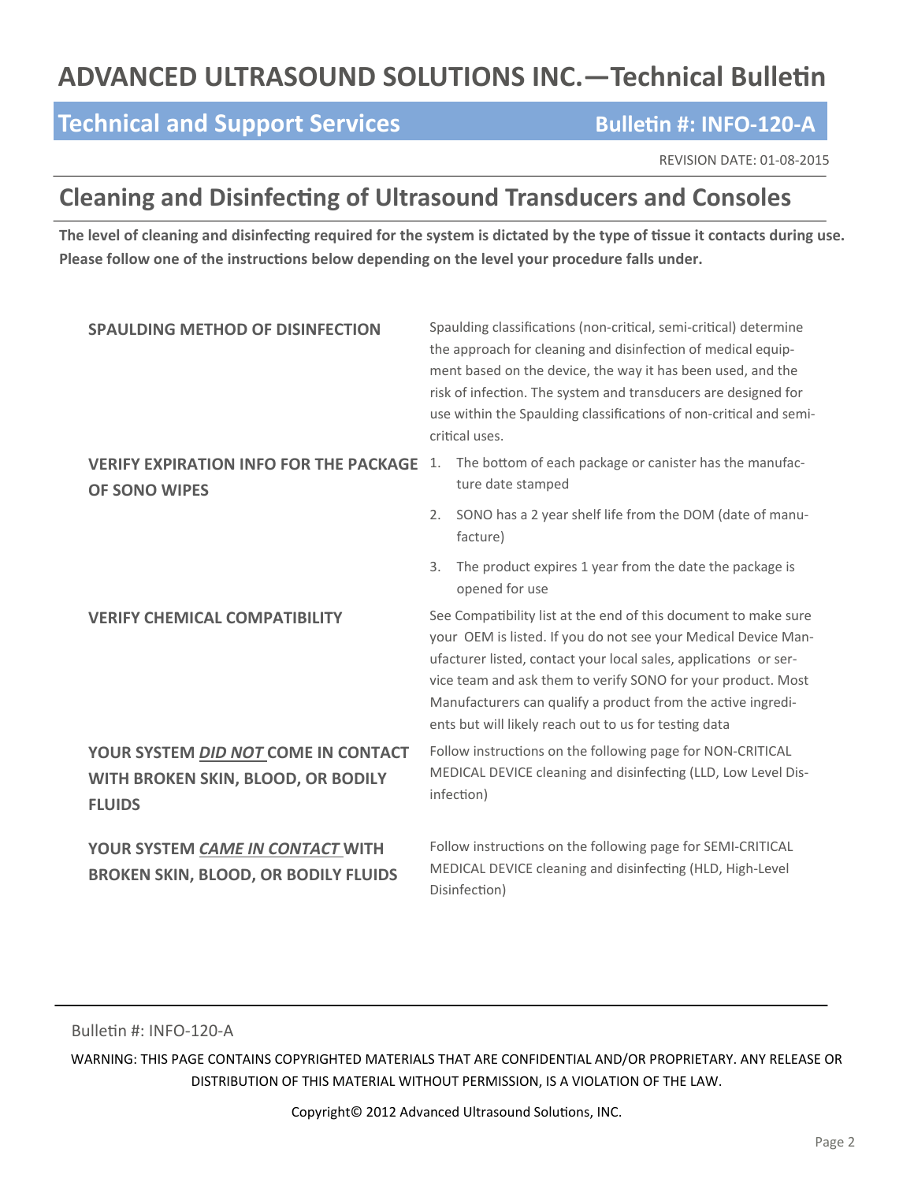# ADVANCED ULTRASOUND SOLUTIONS INC.—Technical Bulletin

## Technical and Support Services — Bulletin #: INFO-120-A

REVISION DATE: 01-08-2015

## Cleaning and Disinfecting of Ultrasound Transducers and Consoles

**The level of cleaning and disinfecting required for the system is dictated by the type of tissue it contacts during use. Please follow one of the instructions below depending on the level your procedure falls under.**

**SPAULDING METHOD OF DISINFECTION**

Spaulding classifications (non-critical, semi-critical) determine the approach for cleaning and disinfection of medical equipment based on the device, the way it has been used, and the risk of infection. The system and transducers are designed for use within the Spaulding classifications of non-critical and semi-critical uses.

**VERIFY EXPIRATION INFO FOR THE PACKAGE OF SONO WIPES**

1. The bottom of each package or canister has the manufacture date stamped
2. SONO has a 2 year shelf life from the DOM (date of manufacture)
3. The product expires 1 year from the date the package is opened for use

**VERIFY CHEMICAL COMPATIBILITY**

See Compatibility list at the end of this document to make sure your OEM is listed. If you do not see your Medical Device Manufacturer listed, contact your local sales, applications or service team and ask them to verify SONO for your product. Most Manufacturers can qualify a product from the active ingredients but will likely reach out to us for testing data

**YOUR SYSTEM *DID NOT* COME IN CONTACT WITH BROKEN SKIN, BLOOD, OR BODILY FLUIDS**

Follow instructions on the following page for NON-CRITICAL MEDICAL DEVICE cleaning and disinfecting (LLD, Low Level Disinfection)

**YOUR SYSTEM *CAME IN CONTACT* WITH BROKEN SKIN, BLOOD, OR BODILY FLUIDS**

Follow instructions on the following page for SEMI-CRITICAL MEDICAL DEVICE cleaning and disinfecting (HLD, High-Level Disinfection)

Bulletin #: INFO-120-A

WARNING: THIS PAGE CONTAINS COPYRIGHTED MATERIALS THAT ARE CONFIDENTIAL AND/OR PROPRIETARY. ANY RELEASE OR DISTRIBUTION OF THIS MATERIAL WITHOUT PERMISSION, IS A VIOLATION OF THE LAW.

Copyright© 2012 Advanced Ultrasound Solutions, INC.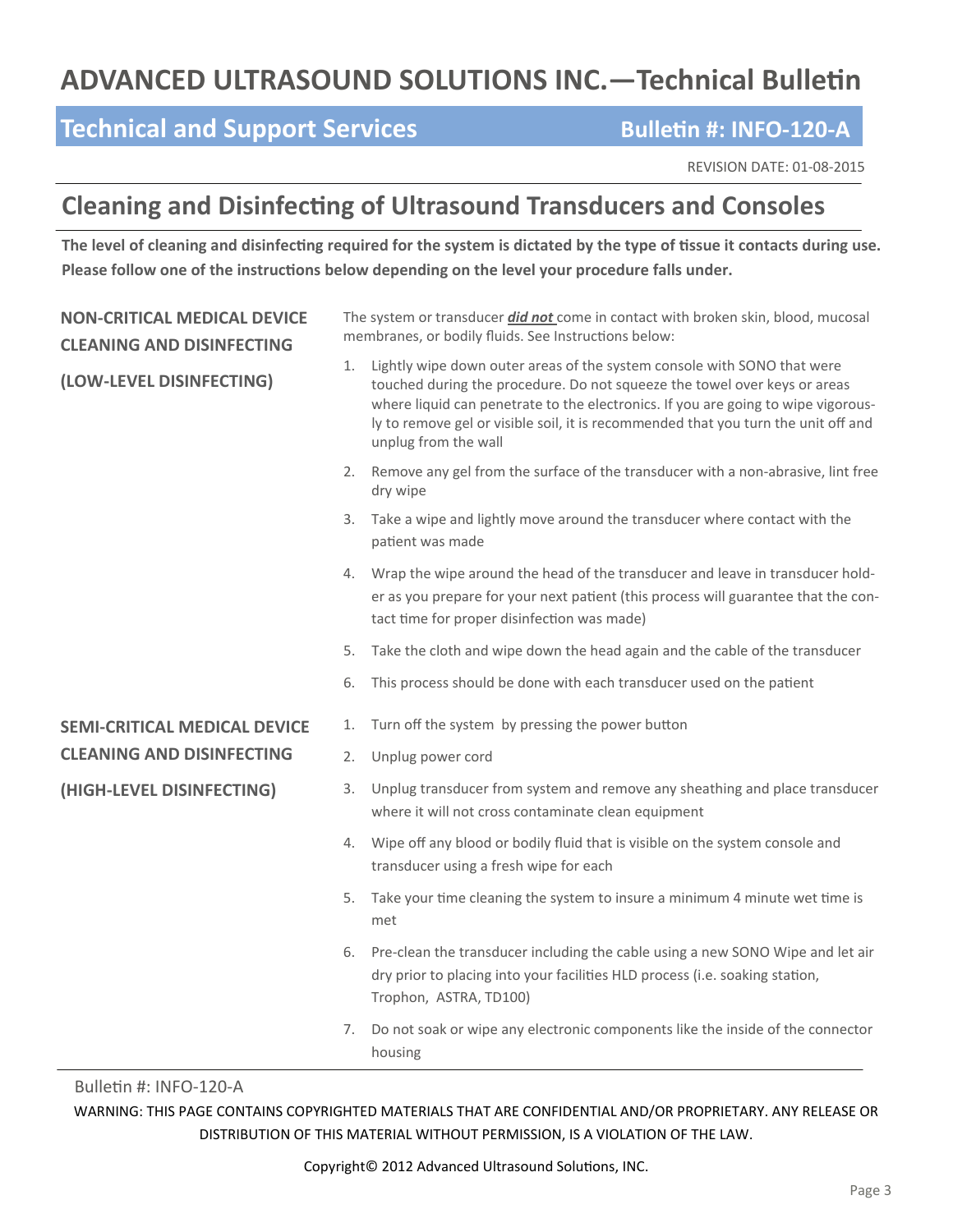# ADVANCED ULTRASOUND SOLUTIONS INC.—Technical Bulletin

## Technical and Support Services — Bulletin #: INFO-120-A

REVISION DATE: 01-08-2015

## Cleaning and Disinfecting of Ultrasound Transducers and Consoles

**The level of cleaning and disinfecting required for the system is dictated by the type of tissue it contacts during use. Please follow one of the instructions below depending on the level your procedure falls under.**

### NON-CRITICAL MEDICAL DEVICE CLEANING AND DISINFECTING

### (LOW-LEVEL DISINFECTING)

The system or transducer ***did not*** come in contact with broken skin, blood, mucosal membranes, or bodily fluids. See Instructions below:

1. Lightly wipe down outer areas of the system console with SONO that were touched during the procedure. Do not squeeze the towel over keys or areas where liquid can penetrate to the electronics. If you are going to wipe vigorously to remove gel or visible soil, it is recommended that you turn the unit off and unplug from the wall
2. Remove any gel from the surface of the transducer with a non-abrasive, lint free dry wipe
3. Take a wipe and lightly move around the transducer where contact with the patient was made
4. Wrap the wipe around the head of the transducer and leave in transducer holder as you prepare for your next patient (this process will guarantee that the contact time for proper disinfection was made)
5. Take the cloth and wipe down the head again and the cable of the transducer
6. This process should be done with each transducer used on the patient

### SEMI-CRITICAL MEDICAL DEVICE CLEANING AND DISINFECTING

### (HIGH-LEVEL DISINFECTING)

1. Turn off the system by pressing the power button
2. Unplug power cord
3. Unplug transducer from system and remove any sheathing and place transducer where it will not cross contaminate clean equipment
4. Wipe off any blood or bodily fluid that is visible on the system console and transducer using a fresh wipe for each
5. Take your time cleaning the system to insure a minimum 4 minute wet time is met
6. Pre-clean the transducer including the cable using a new SONO Wipe and let air dry prior to placing into your facilities HLD process (i.e. soaking station, Trophon, ASTRA, TD100)
7. Do not soak or wipe any electronic components like the inside of the connector housing

Bulletin #: INFO-120-A

WARNING: THIS PAGE CONTAINS COPYRIGHTED MATERIALS THAT ARE CONFIDENTIAL AND/OR PROPRIETARY. ANY RELEASE OR DISTRIBUTION OF THIS MATERIAL WITHOUT PERMISSION, IS A VIOLATION OF THE LAW.

Copyright© 2012 Advanced Ultrasound Solutions, INC.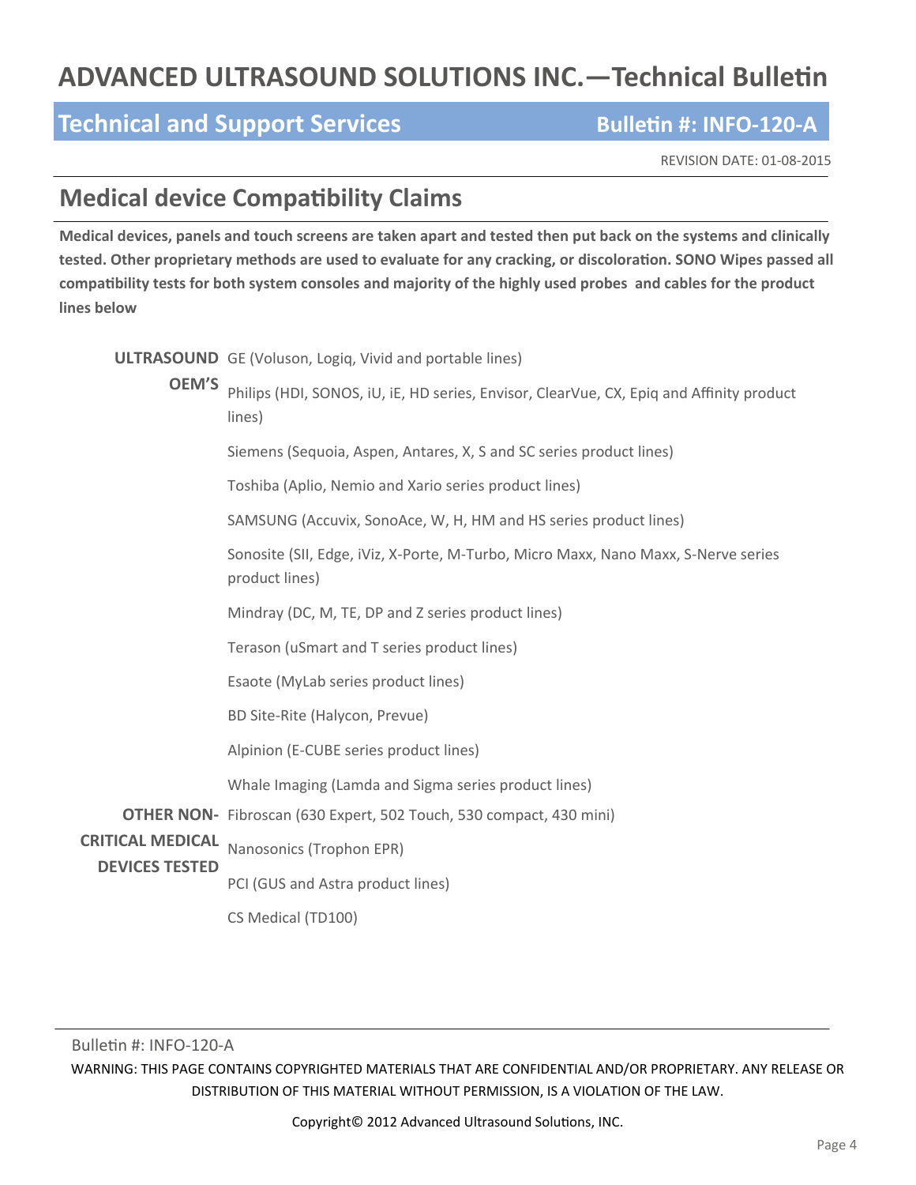# ADVANCED ULTRASOUND SOLUTIONS INC.—Technical Bulletin

## Technical and Support Services — Bulletin #: INFO-120-A

REVISION DATE: 01-08-2015

## Medical device Compatibility Claims

**Medical devices, panels and touch screens are taken apart and tested then put back on the systems and clinically tested. Other proprietary methods are used to evaluate for any cracking, or discoloration. SONO Wipes passed all compatibility tests for both system consoles and majority of the highly used probes and cables for the product lines below**

**ULTRASOUND OEM'S**

- GE (Voluson, Logiq, Vivid and portable lines)
- Philips (HDI, SONOS, iU, iE, HD series, Envisor, ClearVue, CX, Epiq and Affinity product lines)
- Siemens (Sequoia, Aspen, Antares, X, S and SC series product lines)
- Toshiba (Aplio, Nemio and Xario series product lines)
- SAMSUNG (Accuvix, SonoAce, W, H, HM and HS series product lines)
- Sonosite (SII, Edge, iViz, X-Porte, M-Turbo, Micro Maxx, Nano Maxx, S-Nerve series product lines)
- Mindray (DC, M, TE, DP and Z series product lines)
- Terason (uSmart and T series product lines)
- Esaote (MyLab series product lines)
- BD Site-Rite (Halycon, Prevue)
- Alpinion (E-CUBE series product lines)
- Whale Imaging (Lamda and Sigma series product lines)

**OTHER NON-CRITICAL MEDICAL DEVICES TESTED**

- Fibroscan (630 Expert, 502 Touch, 530 compact, 430 mini)
- Nanosonics (Trophon EPR)
- PCI (GUS and Astra product lines)
- CS Medical (TD100)

Bulletin #: INFO-120-A

WARNING: THIS PAGE CONTAINS COPYRIGHTED MATERIALS THAT ARE CONFIDENTIAL AND/OR PROPRIETARY. ANY RELEASE OR DISTRIBUTION OF THIS MATERIAL WITHOUT PERMISSION, IS A VIOLATION OF THE LAW.

Copyright© 2012 Advanced Ultrasound Solutions, INC.